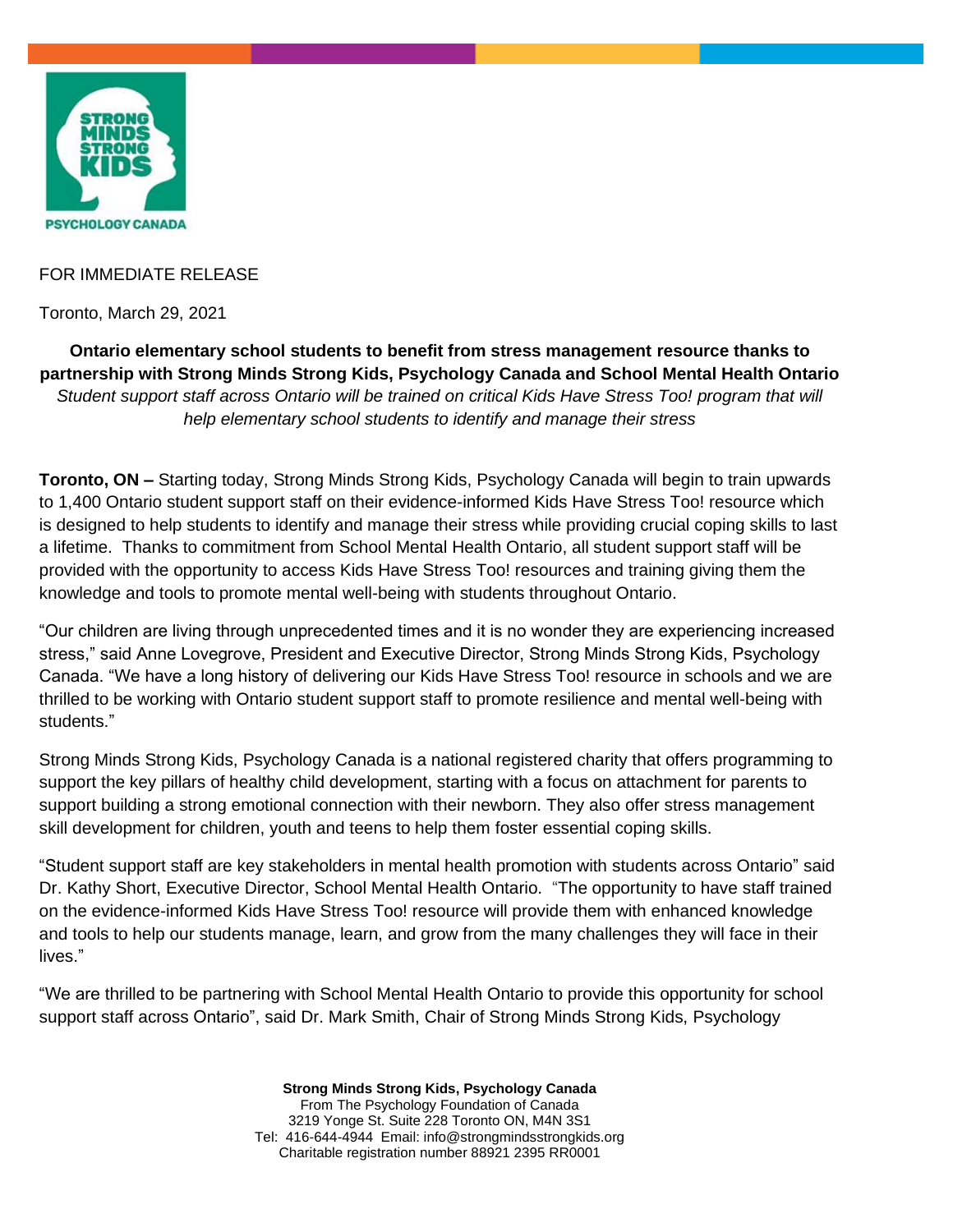FOR IMMEDIATE RELEASE

Toronto, March 29, 2021

**Ontario elementary school students to benefit from stress management resource thanks to partnership with Strong Minds Strong Kids, Psychology Canada and School Mental Health Ontario**

*Student support staff across Ontario will be trained on critical Kids Have Stress Too! program that will help elementary school students to identify and manage their stress*

**Toronto, ON –** Starting today, Strong Minds Strong Kids, Psychology Canada will begin to train upwards to 1,400 Ontario student support staff on their evidence-informed Kids Have Stress Too! resource which is designed to help students to identify and manage their stress while providing crucial coping skills to last a lifetime. Thanks to commitment from School Mental Health Ontario, all student support staff will be provided with the opportunity to access Kids Have Stress Too! resources and training giving them the knowledge and tools to promote mental well-being with students throughout Ontario.

"Our children are living through unprecedented times and it is no wonder they are experiencing increased stress," said Anne Lovegrove, President and Executive Director, Strong Minds Strong Kids, Psychology Canada. "We have a long history of delivering our Kids Have Stress Too! resource in schools and we are thrilled to be working with Ontario student support staff to promote resilience and mental well-being with students."

Strong Minds Strong Kids, Psychology Canada is a national registered charity that offers programming to support the key pillars of healthy child development, starting with a focus on attachment for parents to support building a strong emotional connection with their newborn. They also offer stress management skill development for children, youth and teens to help them foster essential coping skills.

"Student support staff are key stakeholders in mental health promotion with students across Ontario" said Dr. Kathy Short, Executive Director, School Mental Health Ontario. "The opportunity to have staff trained on the evidence-informed Kids Have Stress Too! resource will provide them with enhanced knowledge and tools to help our students manage, learn, and grow from the many challenges they will face in their lives."

"We are thrilled to be partnering with School Mental Health Ontario to provide this opportunity for school support staff across Ontario", said Dr. Mark Smith, Chair of Strong Minds Strong Kids, Psychology

**Strong Minds Strong Kids, Psychology Canada**
From The Psychology Foundation of Canada
3219 Yonge St. Suite 228 Toronto ON, M4N 3S1
Tel: 416-644-4944 Email: info@strongmindsstrongkids.org
Charitable registration number 88921 2395 RR0001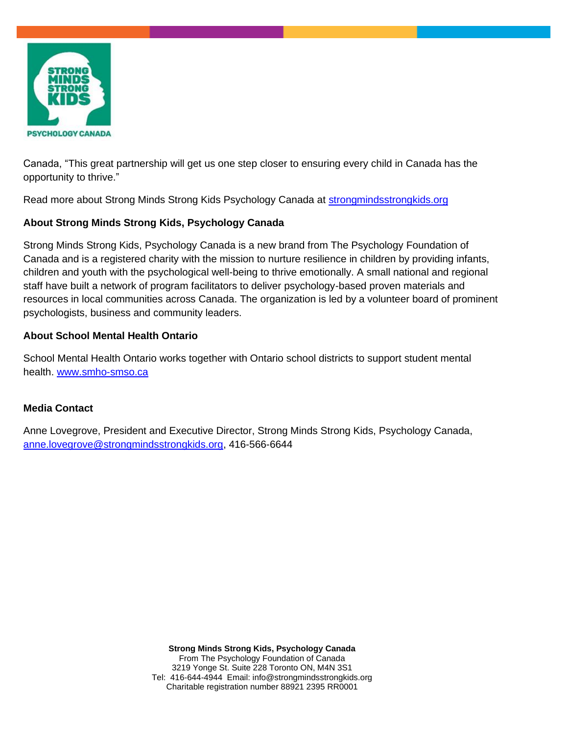Canada, "This great partnership will get us one step closer to ensuring every child in Canada has the opportunity to thrive."

Read more about Strong Minds Strong Kids Psychology Canada at [strongmindsstrongkids.org](strongmindsstrongkids.org)

**About Strong Minds Strong Kids, Psychology Canada**

Strong Minds Strong Kids, Psychology Canada is a new brand from The Psychology Foundation of Canada and is a registered charity with the mission to nurture resilience in children by providing infants, children and youth with the psychological well-being to thrive emotionally. A small national and regional staff have built a network of program facilitators to deliver psychology-based proven materials and resources in local communities across Canada. The organization is led by a volunteer board of prominent psychologists, business and community leaders.

**About School Mental Health Ontario**

School Mental Health Ontario works together with Ontario school districts to support student mental health. [www.smho-smso.ca](www.smho-smso.ca)

**Media Contact**

Anne Lovegrove, President and Executive Director, Strong Minds Strong Kids, Psychology Canada, [anne.lovegrove@strongmindsstrongkids.org](mailto:anne.lovegrove@strongmindsstrongkids.org), 416-566-6644

**Strong Minds Strong Kids, Psychology Canada**
From The Psychology Foundation of Canada
3219 Yonge St. Suite 228 Toronto ON, M4N 3S1
Tel: 416-644-4944 Email: info@strongmindsstrongkids.org
Charitable registration number 88921 2395 RR0001